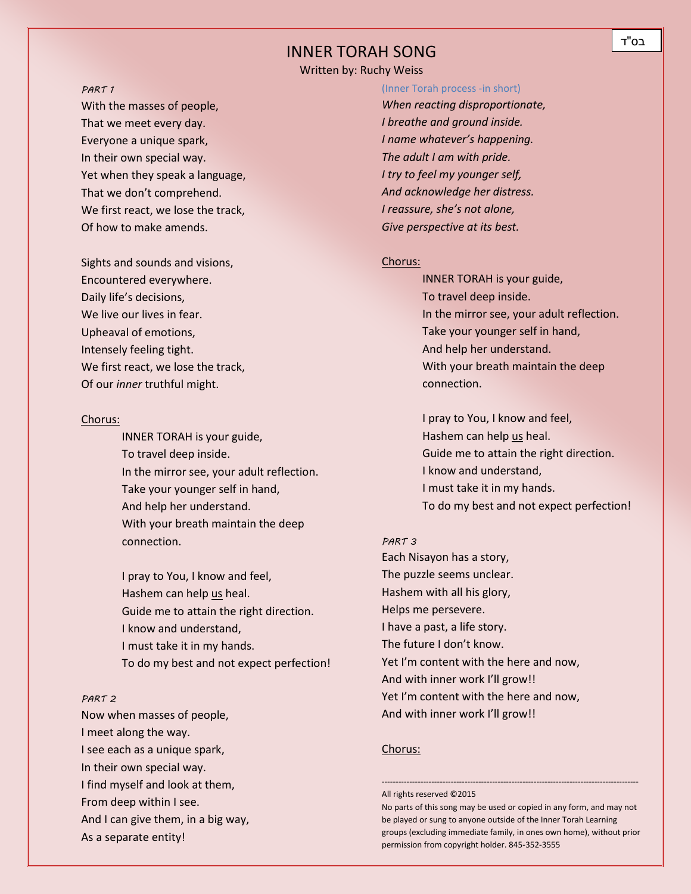בס"ד

# INNER TORAH SONG

Written by: Ruchy Weiss

*PART 1*

With the masses of people,
That we meet every day.
Everyone a unique spark,
In their own special way.
Yet when they speak a language,
That we don't comprehend.
We first react, we lose the track,
Of how to make amends.

Sights and sounds and visions,
Encountered everywhere.
Daily life's decisions,
We live our lives in fear.
Upheaval of emotions,
Intensely feeling tight.
We first react, we lose the track,
Of our *inner* truthful might.

Chorus:

INNER TORAH is your guide,
To travel deep inside.
In the mirror see, your adult reflection.
Take your younger self in hand,
And help her understand.
With your breath maintain the deep connection.

I pray to You, I know and feel,
Hashem can help us heal.
Guide me to attain the right direction.
I know and understand,
I must take it in my hands.
To do my best and not expect perfection!

*PART 2*

Now when masses of people,
I meet along the way.
I see each as a unique spark,
In their own special way.
I find myself and look at them,
From deep within I see.
And I can give them, in a big way,
As a separate entity!

(Inner Torah process -in short)

*When reacting disproportionate,*
*I breathe and ground inside.*
*I name whatever's happening.*
*The adult I am with pride.*
*I try to feel my younger self,*
*And acknowledge her distress.*
*I reassure, she's not alone,*
*Give perspective at its best.*

Chorus:

INNER TORAH is your guide,
To travel deep inside.
In the mirror see, your adult reflection.
Take your younger self in hand,
And help her understand.
With your breath maintain the deep connection.

I pray to You, I know and feel,
Hashem can help us heal.
Guide me to attain the right direction.
I know and understand,
I must take it in my hands.
To do my best and not expect perfection!

*PART 3*

Each Nisayon has a story,
The puzzle seems unclear.
Hashem with all his glory,
Helps me persevere.
I have a past, a life story.
The future I don't know.
Yet I'm content with the here and now,
And with inner work I'll grow!!
Yet I'm content with the here and now,
And with inner work I'll grow!!

Chorus:

---

All rights reserved ©2015

No parts of this song may be used or copied in any form, and may not be played or sung to anyone outside of the Inner Torah Learning groups (excluding immediate family, in ones own home), without prior permission from copyright holder. 845-352-3555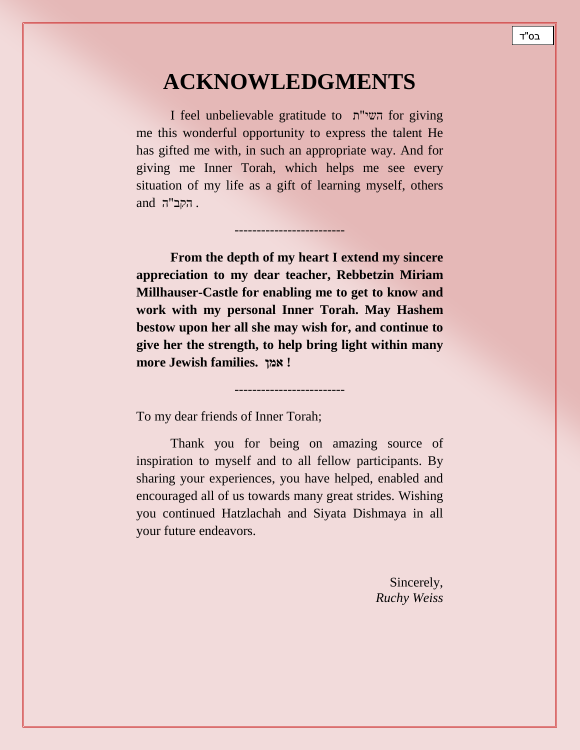בס"ד

# ACKNOWLEDGMENTS

I feel unbelievable gratitude to השי"ת for giving me this wonderful opportunity to express the talent He has gifted me with, in such an appropriate way. And for giving me Inner Torah, which helps me see every situation of my life as a gift of learning myself, others and הקב"ה .

-------------------------

**From the depth of my heart I extend my sincere appreciation to my dear teacher, Rebbetzin Miriam Millhauser-Castle for enabling me to get to know and work with my personal Inner Torah. May Hashem bestow upon her all she may wish for, and continue to give her the strength, to help bring light within many more Jewish families. אמן !**

-------------------------

To my dear friends of Inner Torah;

Thank you for being on amazing source of inspiration to myself and to all fellow participants. By sharing your experiences, you have helped, enabled and encouraged all of us towards many great strides. Wishing you continued Hatzlachah and Siyata Dishmaya in all your future endeavors.

Sincerely,
*Ruchy Weiss*